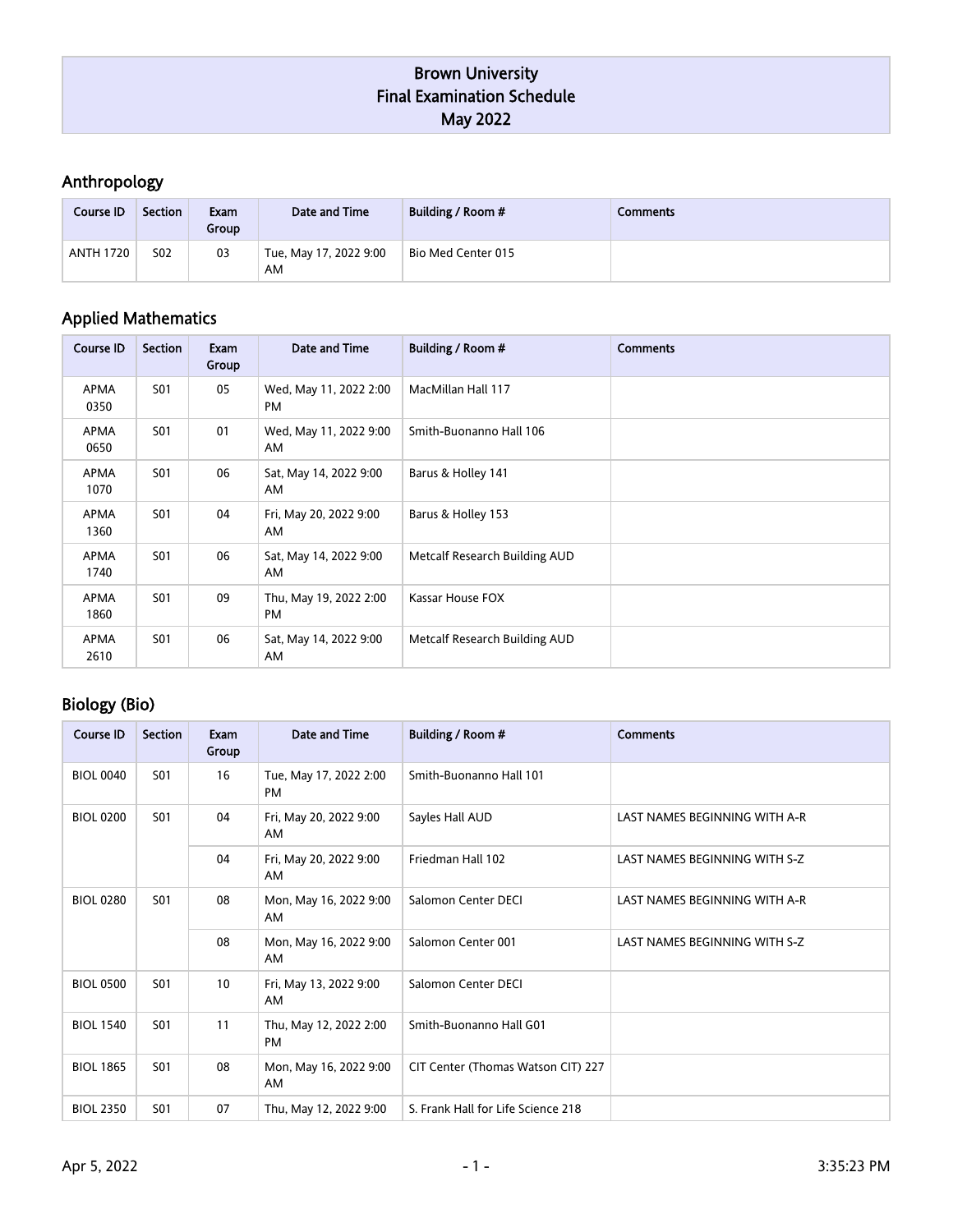# Brown University
# Final Examination Schedule
# May 2022

## Anthropology

| Course ID | Section | Exam Group | Date and Time | Building / Room # | Comments |
| --- | --- | --- | --- | --- | --- |
| ANTH 1720 | S02 | 03 | Tue, May 17, 2022 9:00 AM | Bio Med Center 015 | |

## Applied Mathematics

| Course ID | Section | Exam Group | Date and Time | Building / Room # | Comments |
| --- | --- | --- | --- | --- | --- |
| APMA 0350 | S01 | 05 | Wed, May 11, 2022 2:00 PM | MacMillan Hall 117 | |
| APMA 0650 | S01 | 01 | Wed, May 11, 2022 9:00 AM | Smith-Buonanno Hall 106 | |
| APMA 1070 | S01 | 06 | Sat, May 14, 2022 9:00 AM | Barus & Holley 141 | |
| APMA 1360 | S01 | 04 | Fri, May 20, 2022 9:00 AM | Barus & Holley 153 | |
| APMA 1740 | S01 | 06 | Sat, May 14, 2022 9:00 AM | Metcalf Research Building AUD | |
| APMA 1860 | S01 | 09 | Thu, May 19, 2022 2:00 PM | Kassar House FOX | |
| APMA 2610 | S01 | 06 | Sat, May 14, 2022 9:00 AM | Metcalf Research Building AUD | |

## Biology (Bio)

| Course ID | Section | Exam Group | Date and Time | Building / Room # | Comments |
| --- | --- | --- | --- | --- | --- |
| BIOL 0040 | S01 | 16 | Tue, May 17, 2022 2:00 PM | Smith-Buonanno Hall 101 | |
| BIOL 0200 | S01 | 04 | Fri, May 20, 2022 9:00 AM | Sayles Hall AUD | LAST NAMES BEGINNING WITH A-R |
| | | 04 | Fri, May 20, 2022 9:00 AM | Friedman Hall 102 | LAST NAMES BEGINNING WITH S-Z |
| BIOL 0280 | S01 | 08 | Mon, May 16, 2022 9:00 AM | Salomon Center DECI | LAST NAMES BEGINNING WITH A-R |
| | | 08 | Mon, May 16, 2022 9:00 AM | Salomon Center 001 | LAST NAMES BEGINNING WITH S-Z |
| BIOL 0500 | S01 | 10 | Fri, May 13, 2022 9:00 AM | Salomon Center DECI | |
| BIOL 1540 | S01 | 11 | Thu, May 12, 2022 2:00 PM | Smith-Buonanno Hall G01 | |
| BIOL 1865 | S01 | 08 | Mon, May 16, 2022 9:00 AM | CIT Center (Thomas Watson CIT) 227 | |
| BIOL 2350 | S01 | 07 | Thu, May 12, 2022 9:00 | S. Frank Hall for Life Science 218 | |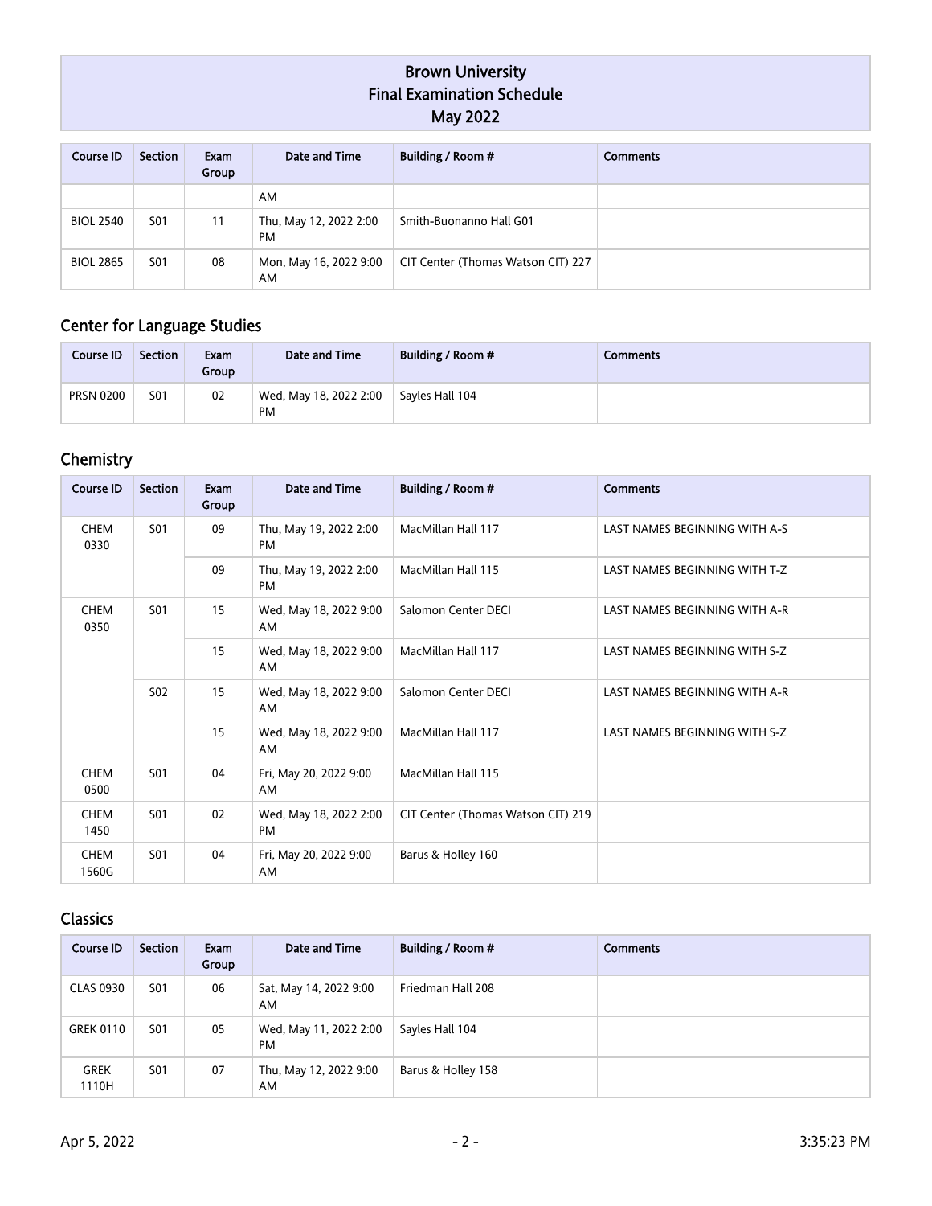# Brown University
# Final Examination Schedule
# May 2022

| Course ID | Section | Exam Group | Date and Time | Building / Room # | Comments |
|---|---|---|---|---|---|
| | | | AM | | |
| BIOL 2540 | S01 | 11 | Thu, May 12, 2022 2:00 PM | Smith-Buonanno Hall G01 | |
| BIOL 2865 | S01 | 08 | Mon, May 16, 2022 9:00 AM | CIT Center (Thomas Watson CIT) 227 | |

## Center for Language Studies

| Course ID | Section | Exam Group | Date and Time | Building / Room # | Comments |
|---|---|---|---|---|---|
| PRSN 0200 | S01 | 02 | Wed, May 18, 2022 2:00 PM | Sayles Hall 104 | |

## Chemistry

| Course ID | Section | Exam Group | Date and Time | Building / Room # | Comments |
|---|---|---|---|---|---|
| CHEM 0330 | S01 | 09 | Thu, May 19, 2022 2:00 PM | MacMillan Hall 117 | LAST NAMES BEGINNING WITH A-S |
| | | 09 | Thu, May 19, 2022 2:00 PM | MacMillan Hall 115 | LAST NAMES BEGINNING WITH T-Z |
| CHEM 0350 | S01 | 15 | Wed, May 18, 2022 9:00 AM | Salomon Center DECI | LAST NAMES BEGINNING WITH A-R |
| | | 15 | Wed, May 18, 2022 9:00 AM | MacMillan Hall 117 | LAST NAMES BEGINNING WITH S-Z |
| | S02 | 15 | Wed, May 18, 2022 9:00 AM | Salomon Center DECI | LAST NAMES BEGINNING WITH A-R |
| | | 15 | Wed, May 18, 2022 9:00 AM | MacMillan Hall 117 | LAST NAMES BEGINNING WITH S-Z |
| CHEM 0500 | S01 | 04 | Fri, May 20, 2022 9:00 AM | MacMillan Hall 115 | |
| CHEM 1450 | S01 | 02 | Wed, May 18, 2022 2:00 PM | CIT Center (Thomas Watson CIT) 219 | |
| CHEM 1560G | S01 | 04 | Fri, May 20, 2022 9:00 AM | Barus & Holley 160 | |

## Classics

| Course ID | Section | Exam Group | Date and Time | Building / Room # | Comments |
|---|---|---|---|---|---|
| CLAS 0930 | S01 | 06 | Sat, May 14, 2022 9:00 AM | Friedman Hall 208 | |
| GREK 0110 | S01 | 05 | Wed, May 11, 2022 2:00 PM | Sayles Hall 104 | |
| GREK 1110H | S01 | 07 | Thu, May 12, 2022 9:00 AM | Barus & Holley 158 | |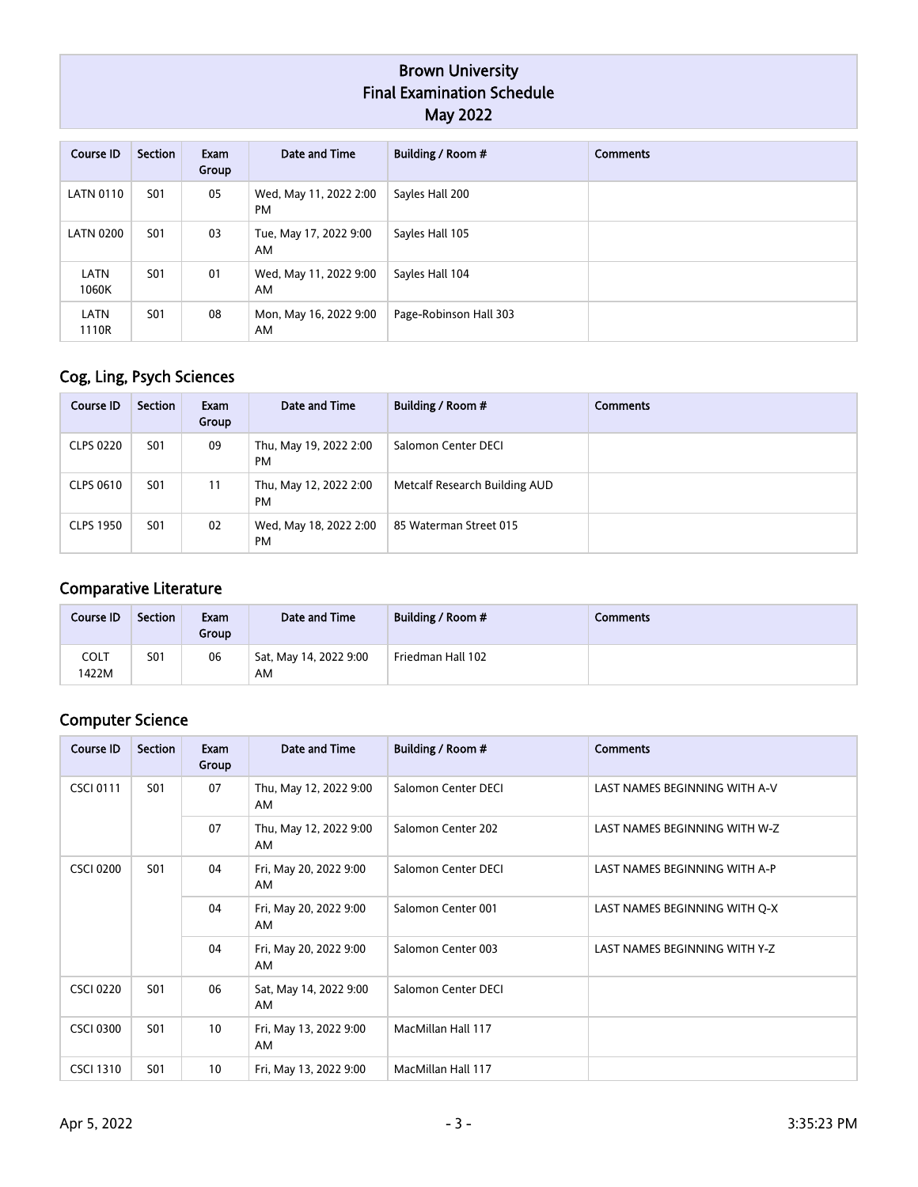# Brown University
# Final Examination Schedule
# May 2022

| Course ID | Section | Exam Group | Date and Time | Building / Room # | Comments |
|---|---|---|---|---|---|
| LATN 0110 | S01 | 05 | Wed, May 11, 2022 2:00 PM | Sayles Hall 200 | |
| LATN 0200 | S01 | 03 | Tue, May 17, 2022 9:00 AM | Sayles Hall 105 | |
| LATN 1060K | S01 | 01 | Wed, May 11, 2022 9:00 AM | Sayles Hall 104 | |
| LATN 1110R | S01 | 08 | Mon, May 16, 2022 9:00 AM | Page-Robinson Hall 303 | |

## Cog, Ling, Psych Sciences

| Course ID | Section | Exam Group | Date and Time | Building / Room # | Comments |
|---|---|---|---|---|---|
| CLPS 0220 | S01 | 09 | Thu, May 19, 2022 2:00 PM | Salomon Center DECI | |
| CLPS 0610 | S01 | 11 | Thu, May 12, 2022 2:00 PM | Metcalf Research Building AUD | |
| CLPS 1950 | S01 | 02 | Wed, May 18, 2022 2:00 PM | 85 Waterman Street 015 | |

## Comparative Literature

| Course ID | Section | Exam Group | Date and Time | Building / Room # | Comments |
|---|---|---|---|---|---|
| COLT 1422M | S01 | 06 | Sat, May 14, 2022 9:00 AM | Friedman Hall 102 | |

## Computer Science

| Course ID | Section | Exam Group | Date and Time | Building / Room # | Comments |
|---|---|---|---|---|---|
| CSCI 0111 | S01 | 07 | Thu, May 12, 2022 9:00 AM | Salomon Center DECI | LAST NAMES BEGINNING WITH A-V |
| | | 07 | Thu, May 12, 2022 9:00 AM | Salomon Center 202 | LAST NAMES BEGINNING WITH W-Z |
| CSCI 0200 | S01 | 04 | Fri, May 20, 2022 9:00 AM | Salomon Center DECI | LAST NAMES BEGINNING WITH A-P |
| | | 04 | Fri, May 20, 2022 9:00 AM | Salomon Center 001 | LAST NAMES BEGINNING WITH Q-X |
| | | 04 | Fri, May 20, 2022 9:00 AM | Salomon Center 003 | LAST NAMES BEGINNING WITH Y-Z |
| CSCI 0220 | S01 | 06 | Sat, May 14, 2022 9:00 AM | Salomon Center DECI | |
| CSCI 0300 | S01 | 10 | Fri, May 13, 2022 9:00 AM | MacMillan Hall 117 | |
| CSCI 1310 | S01 | 10 | Fri, May 13, 2022 9:00 | MacMillan Hall 117 | |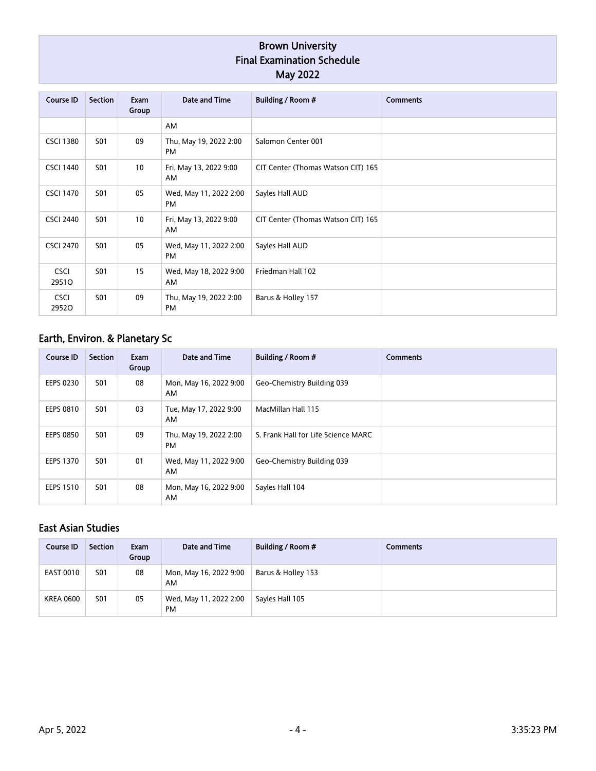# Brown University
# Final Examination Schedule
# May 2022

| Course ID | Section | Exam Group | Date and Time | Building / Room # | Comments |
|---|---|---|---|---|---|
| | | | AM | | |
| CSCI 1380 | S01 | 09 | Thu, May 19, 2022 2:00 PM | Salomon Center 001 | |
| CSCI 1440 | S01 | 10 | Fri, May 13, 2022 9:00 AM | CIT Center (Thomas Watson CIT) 165 | |
| CSCI 1470 | S01 | 05 | Wed, May 11, 2022 2:00 PM | Sayles Hall AUD | |
| CSCI 2440 | S01 | 10 | Fri, May 13, 2022 9:00 AM | CIT Center (Thomas Watson CIT) 165 | |
| CSCI 2470 | S01 | 05 | Wed, May 11, 2022 2:00 PM | Sayles Hall AUD | |
| CSCI 2951O | S01 | 15 | Wed, May 18, 2022 9:00 AM | Friedman Hall 102 | |
| CSCI 2952O | S01 | 09 | Thu, May 19, 2022 2:00 PM | Barus & Holley 157 | |

## Earth, Environ. & Planetary Sc

| Course ID | Section | Exam Group | Date and Time | Building / Room # | Comments |
|---|---|---|---|---|---|
| EEPS 0230 | S01 | 08 | Mon, May 16, 2022 9:00 AM | Geo-Chemistry Building 039 | |
| EEPS 0810 | S01 | 03 | Tue, May 17, 2022 9:00 AM | MacMillan Hall 115 | |
| EEPS 0850 | S01 | 09 | Thu, May 19, 2022 2:00 PM | S. Frank Hall for Life Science MARC | |
| EEPS 1370 | S01 | 01 | Wed, May 11, 2022 9:00 AM | Geo-Chemistry Building 039 | |
| EEPS 1510 | S01 | 08 | Mon, May 16, 2022 9:00 AM | Sayles Hall 104 | |

## East Asian Studies

| Course ID | Section | Exam Group | Date and Time | Building / Room # | Comments |
|---|---|---|---|---|---|
| EAST 0010 | S01 | 08 | Mon, May 16, 2022 9:00 AM | Barus & Holley 153 | |
| KREA 0600 | S01 | 05 | Wed, May 11, 2022 2:00 PM | Sayles Hall 105 | |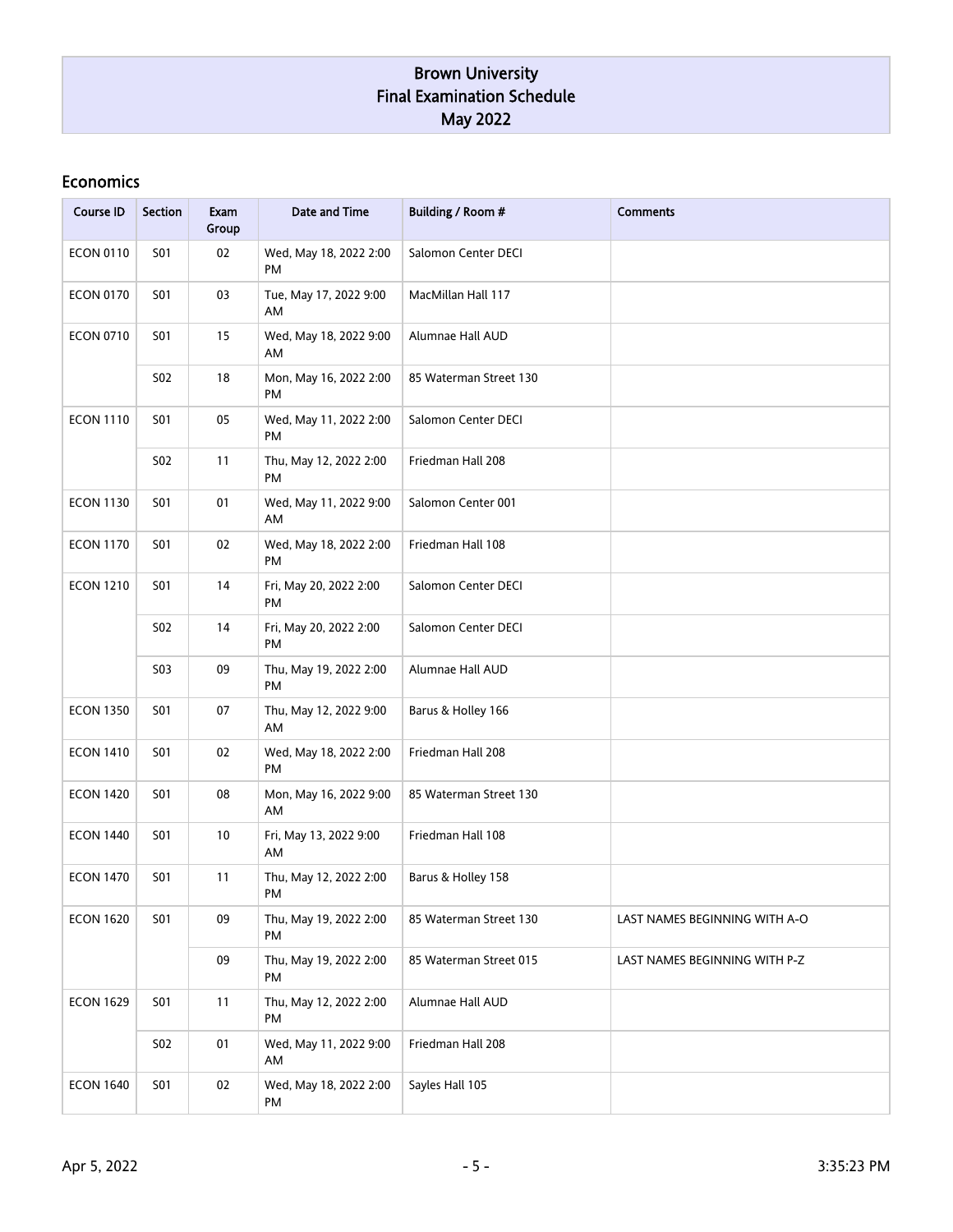# Brown University
# Final Examination Schedule
# May 2022

## Economics

| Course ID | Section | Exam Group | Date and Time | Building / Room # | Comments |
|---|---|---|---|---|---|
| ECON 0110 | S01 | 02 | Wed, May 18, 2022 2:00 PM | Salomon Center DECI | |
| ECON 0170 | S01 | 03 | Tue, May 17, 2022 9:00 AM | MacMillan Hall 117 | |
| ECON 0710 | S01 | 15 | Wed, May 18, 2022 9:00 AM | Alumnae Hall AUD | |
| | S02 | 18 | Mon, May 16, 2022 2:00 PM | 85 Waterman Street 130 | |
| ECON 1110 | S01 | 05 | Wed, May 11, 2022 2:00 PM | Salomon Center DECI | |
| | S02 | 11 | Thu, May 12, 2022 2:00 PM | Friedman Hall 208 | |
| ECON 1130 | S01 | 01 | Wed, May 11, 2022 9:00 AM | Salomon Center 001 | |
| ECON 1170 | S01 | 02 | Wed, May 18, 2022 2:00 PM | Friedman Hall 108 | |
| ECON 1210 | S01 | 14 | Fri, May 20, 2022 2:00 PM | Salomon Center DECI | |
| | S02 | 14 | Fri, May 20, 2022 2:00 PM | Salomon Center DECI | |
| | S03 | 09 | Thu, May 19, 2022 2:00 PM | Alumnae Hall AUD | |
| ECON 1350 | S01 | 07 | Thu, May 12, 2022 9:00 AM | Barus & Holley 166 | |
| ECON 1410 | S01 | 02 | Wed, May 18, 2022 2:00 PM | Friedman Hall 208 | |
| ECON 1420 | S01 | 08 | Mon, May 16, 2022 9:00 AM | 85 Waterman Street 130 | |
| ECON 1440 | S01 | 10 | Fri, May 13, 2022 9:00 AM | Friedman Hall 108 | |
| ECON 1470 | S01 | 11 | Thu, May 12, 2022 2:00 PM | Barus & Holley 158 | |
| ECON 1620 | S01 | 09 | Thu, May 19, 2022 2:00 PM | 85 Waterman Street 130 | LAST NAMES BEGINNING WITH A-O |
| | | 09 | Thu, May 19, 2022 2:00 PM | 85 Waterman Street 015 | LAST NAMES BEGINNING WITH P-Z |
| ECON 1629 | S01 | 11 | Thu, May 12, 2022 2:00 PM | Alumnae Hall AUD | |
| | S02 | 01 | Wed, May 11, 2022 9:00 AM | Friedman Hall 208 | |
| ECON 1640 | S01 | 02 | Wed, May 18, 2022 2:00 PM | Sayles Hall 105 | |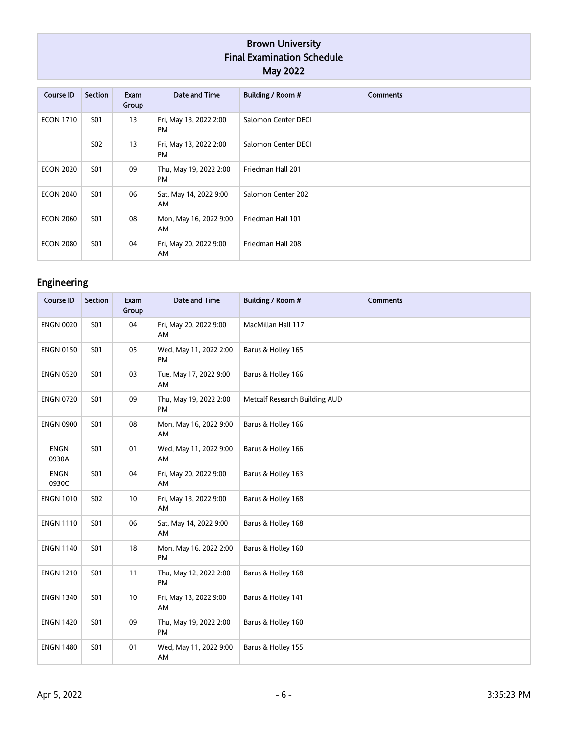# Brown University
# Final Examination Schedule
# May 2022

| Course ID | Section | Exam Group | Date and Time | Building / Room # | Comments |
|---|---|---|---|---|---|
| ECON 1710 | S01 | 13 | Fri, May 13, 2022 2:00 PM | Salomon Center DECI | |
| | S02 | 13 | Fri, May 13, 2022 2:00 PM | Salomon Center DECI | |
| ECON 2020 | S01 | 09 | Thu, May 19, 2022 2:00 PM | Friedman Hall 201 | |
| ECON 2040 | S01 | 06 | Sat, May 14, 2022 9:00 AM | Salomon Center 202 | |
| ECON 2060 | S01 | 08 | Mon, May 16, 2022 9:00 AM | Friedman Hall 101 | |
| ECON 2080 | S01 | 04 | Fri, May 20, 2022 9:00 AM | Friedman Hall 208 | |

## Engineering

| Course ID | Section | Exam Group | Date and Time | Building / Room # | Comments |
|---|---|---|---|---|---|
| ENGN 0020 | S01 | 04 | Fri, May 20, 2022 9:00 AM | MacMillan Hall 117 | |
| ENGN 0150 | S01 | 05 | Wed, May 11, 2022 2:00 PM | Barus & Holley 165 | |
| ENGN 0520 | S01 | 03 | Tue, May 17, 2022 9:00 AM | Barus & Holley 166 | |
| ENGN 0720 | S01 | 09 | Thu, May 19, 2022 2:00 PM | Metcalf Research Building AUD | |
| ENGN 0900 | S01 | 08 | Mon, May 16, 2022 9:00 AM | Barus & Holley 166 | |
| ENGN 0930A | S01 | 01 | Wed, May 11, 2022 9:00 AM | Barus & Holley 166 | |
| ENGN 0930C | S01 | 04 | Fri, May 20, 2022 9:00 AM | Barus & Holley 163 | |
| ENGN 1010 | S02 | 10 | Fri, May 13, 2022 9:00 AM | Barus & Holley 168 | |
| ENGN 1110 | S01 | 06 | Sat, May 14, 2022 9:00 AM | Barus & Holley 168 | |
| ENGN 1140 | S01 | 18 | Mon, May 16, 2022 2:00 PM | Barus & Holley 160 | |
| ENGN 1210 | S01 | 11 | Thu, May 12, 2022 2:00 PM | Barus & Holley 168 | |
| ENGN 1340 | S01 | 10 | Fri, May 13, 2022 9:00 AM | Barus & Holley 141 | |
| ENGN 1420 | S01 | 09 | Thu, May 19, 2022 2:00 PM | Barus & Holley 160 | |
| ENGN 1480 | S01 | 01 | Wed, May 11, 2022 9:00 AM | Barus & Holley 155 | |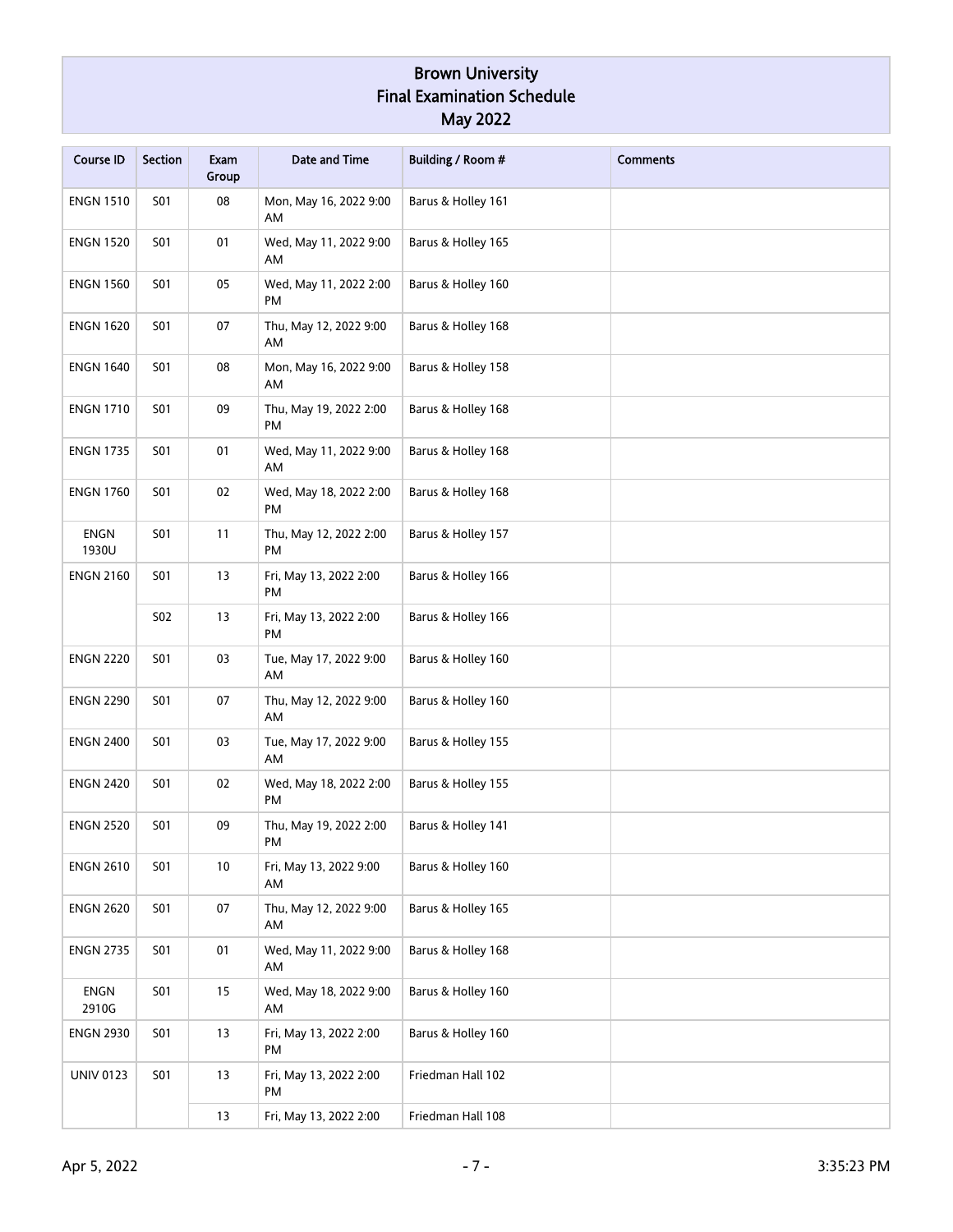# Brown University
## Final Examination Schedule
## May 2022

| Course ID | Section | Exam Group | Date and Time | Building / Room # | Comments |
|---|---|---|---|---|---|
| ENGN 1510 | S01 | 08 | Mon, May 16, 2022 9:00 AM | Barus & Holley 161 | |
| ENGN 1520 | S01 | 01 | Wed, May 11, 2022 9:00 AM | Barus & Holley 165 | |
| ENGN 1560 | S01 | 05 | Wed, May 11, 2022 2:00 PM | Barus & Holley 160 | |
| ENGN 1620 | S01 | 07 | Thu, May 12, 2022 9:00 AM | Barus & Holley 168 | |
| ENGN 1640 | S01 | 08 | Mon, May 16, 2022 9:00 AM | Barus & Holley 158 | |
| ENGN 1710 | S01 | 09 | Thu, May 19, 2022 2:00 PM | Barus & Holley 168 | |
| ENGN 1735 | S01 | 01 | Wed, May 11, 2022 9:00 AM | Barus & Holley 168 | |
| ENGN 1760 | S01 | 02 | Wed, May 18, 2022 2:00 PM | Barus & Holley 168 | |
| ENGN 1930U | S01 | 11 | Thu, May 12, 2022 2:00 PM | Barus & Holley 157 | |
| ENGN 2160 | S01 | 13 | Fri, May 13, 2022 2:00 PM | Barus & Holley 166 | |
| | S02 | 13 | Fri, May 13, 2022 2:00 PM | Barus & Holley 166 | |
| ENGN 2220 | S01 | 03 | Tue, May 17, 2022 9:00 AM | Barus & Holley 160 | |
| ENGN 2290 | S01 | 07 | Thu, May 12, 2022 9:00 AM | Barus & Holley 160 | |
| ENGN 2400 | S01 | 03 | Tue, May 17, 2022 9:00 AM | Barus & Holley 155 | |
| ENGN 2420 | S01 | 02 | Wed, May 18, 2022 2:00 PM | Barus & Holley 155 | |
| ENGN 2520 | S01 | 09 | Thu, May 19, 2022 2:00 PM | Barus & Holley 141 | |
| ENGN 2610 | S01 | 10 | Fri, May 13, 2022 9:00 AM | Barus & Holley 160 | |
| ENGN 2620 | S01 | 07 | Thu, May 12, 2022 9:00 AM | Barus & Holley 165 | |
| ENGN 2735 | S01 | 01 | Wed, May 11, 2022 9:00 AM | Barus & Holley 168 | |
| ENGN 2910G | S01 | 15 | Wed, May 18, 2022 9:00 AM | Barus & Holley 160 | |
| ENGN 2930 | S01 | 13 | Fri, May 13, 2022 2:00 PM | Barus & Holley 160 | |
| UNIV 0123 | S01 | 13 | Fri, May 13, 2022 2:00 PM | Friedman Hall 102 | |
| | | 13 | Fri, May 13, 2022 2:00 | Friedman Hall 108 | |

Apr 5, 2022 3:35:23 PM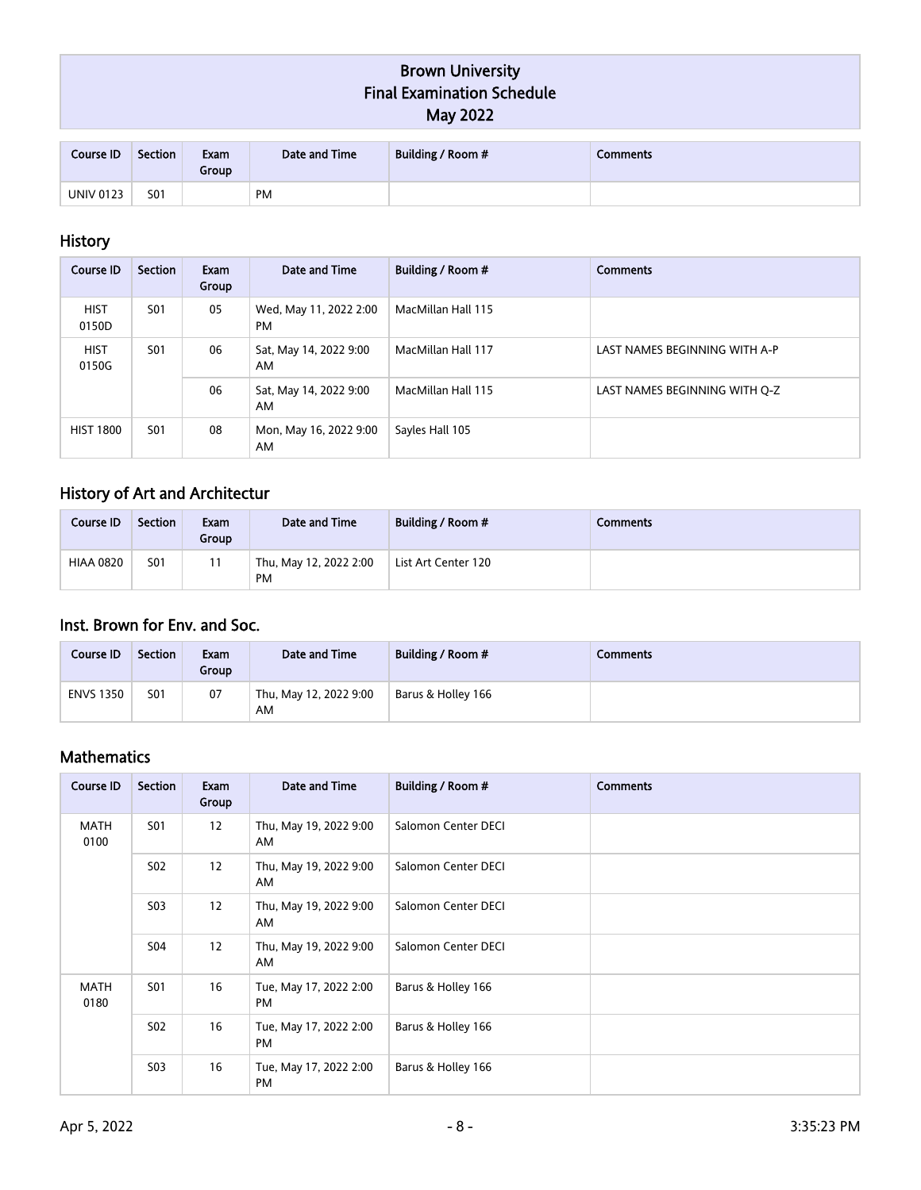# Brown University
# Final Examination Schedule
# May 2022

| Course ID | Section | Exam Group | Date and Time | Building / Room # | Comments |
|---|---|---|---|---|---|
| UNIV 0123 | S01 | | PM | | |

## History

| Course ID | Section | Exam Group | Date and Time | Building / Room # | Comments |
|---|---|---|---|---|---|
| HIST 0150D | S01 | 05 | Wed, May 11, 2022 2:00 PM | MacMillan Hall 115 | |
| HIST 0150G | S01 | 06 | Sat, May 14, 2022 9:00 AM | MacMillan Hall 117 | LAST NAMES BEGINNING WITH A-P |
| | | 06 | Sat, May 14, 2022 9:00 AM | MacMillan Hall 115 | LAST NAMES BEGINNING WITH Q-Z |
| HIST 1800 | S01 | 08 | Mon, May 16, 2022 9:00 AM | Sayles Hall 105 | |

## History of Art and Architectur

| Course ID | Section | Exam Group | Date and Time | Building / Room # | Comments |
|---|---|---|---|---|---|
| HIAA 0820 | S01 | 11 | Thu, May 12, 2022 2:00 PM | List Art Center 120 | |

## Inst. Brown for Env. and Soc.

| Course ID | Section | Exam Group | Date and Time | Building / Room # | Comments |
|---|---|---|---|---|---|
| ENVS 1350 | S01 | 07 | Thu, May 12, 2022 9:00 AM | Barus & Holley 166 | |

## Mathematics

| Course ID | Section | Exam Group | Date and Time | Building / Room # | Comments |
|---|---|---|---|---|---|
| MATH 0100 | S01 | 12 | Thu, May 19, 2022 9:00 AM | Salomon Center DECI | |
| | S02 | 12 | Thu, May 19, 2022 9:00 AM | Salomon Center DECI | |
| | S03 | 12 | Thu, May 19, 2022 9:00 AM | Salomon Center DECI | |
| | S04 | 12 | Thu, May 19, 2022 9:00 AM | Salomon Center DECI | |
| MATH 0180 | S01 | 16 | Tue, May 17, 2022 2:00 PM | Barus & Holley 166 | |
| | S02 | 16 | Tue, May 17, 2022 2:00 PM | Barus & Holley 166 | |
| | S03 | 16 | Tue, May 17, 2022 2:00 PM | Barus & Holley 166 | |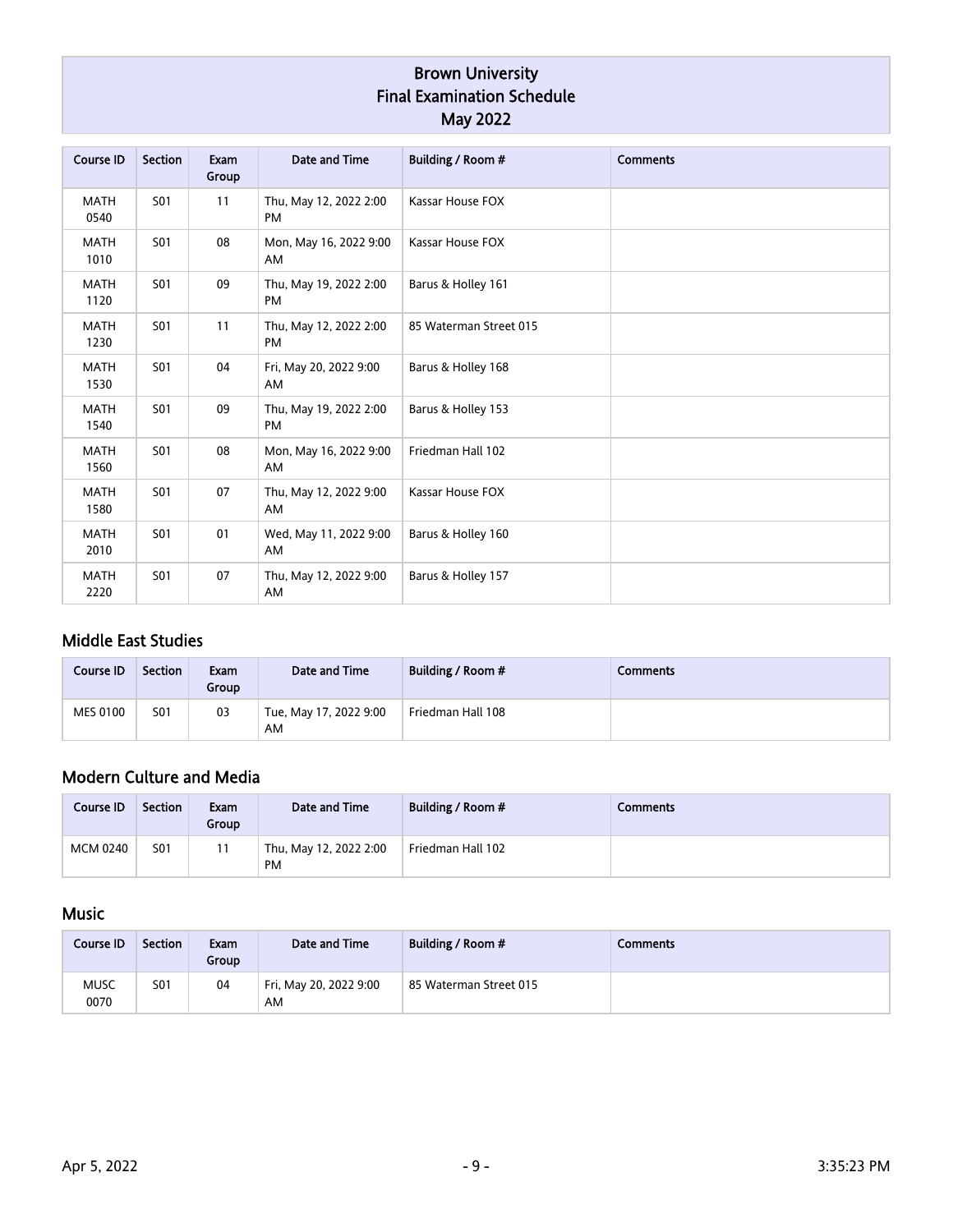# Brown University
# Final Examination Schedule
# May 2022

| Course ID | Section | Exam Group | Date and Time | Building / Room # | Comments |
|---|---|---|---|---|---|
| MATH 0540 | S01 | 11 | Thu, May 12, 2022 2:00 PM | Kassar House FOX | |
| MATH 1010 | S01 | 08 | Mon, May 16, 2022 9:00 AM | Kassar House FOX | |
| MATH 1120 | S01 | 09 | Thu, May 19, 2022 2:00 PM | Barus & Holley 161 | |
| MATH 1230 | S01 | 11 | Thu, May 12, 2022 2:00 PM | 85 Waterman Street 015 | |
| MATH 1530 | S01 | 04 | Fri, May 20, 2022 9:00 AM | Barus & Holley 168 | |
| MATH 1540 | S01 | 09 | Thu, May 19, 2022 2:00 PM | Barus & Holley 153 | |
| MATH 1560 | S01 | 08 | Mon, May 16, 2022 9:00 AM | Friedman Hall 102 | |
| MATH 1580 | S01 | 07 | Thu, May 12, 2022 9:00 AM | Kassar House FOX | |
| MATH 2010 | S01 | 01 | Wed, May 11, 2022 9:00 AM | Barus & Holley 160 | |
| MATH 2220 | S01 | 07 | Thu, May 12, 2022 9:00 AM | Barus & Holley 157 | |

## Middle East Studies

| Course ID | Section | Exam Group | Date and Time | Building / Room # | Comments |
|---|---|---|---|---|---|
| MES 0100 | S01 | 03 | Tue, May 17, 2022 9:00 AM | Friedman Hall 108 | |

## Modern Culture and Media

| Course ID | Section | Exam Group | Date and Time | Building / Room # | Comments |
|---|---|---|---|---|---|
| MCM 0240 | S01 | 11 | Thu, May 12, 2022 2:00 PM | Friedman Hall 102 | |

## Music

| Course ID | Section | Exam Group | Date and Time | Building / Room # | Comments |
|---|---|---|---|---|---|
| MUSC 0070 | S01 | 04 | Fri, May 20, 2022 9:00 AM | 85 Waterman Street 015 | |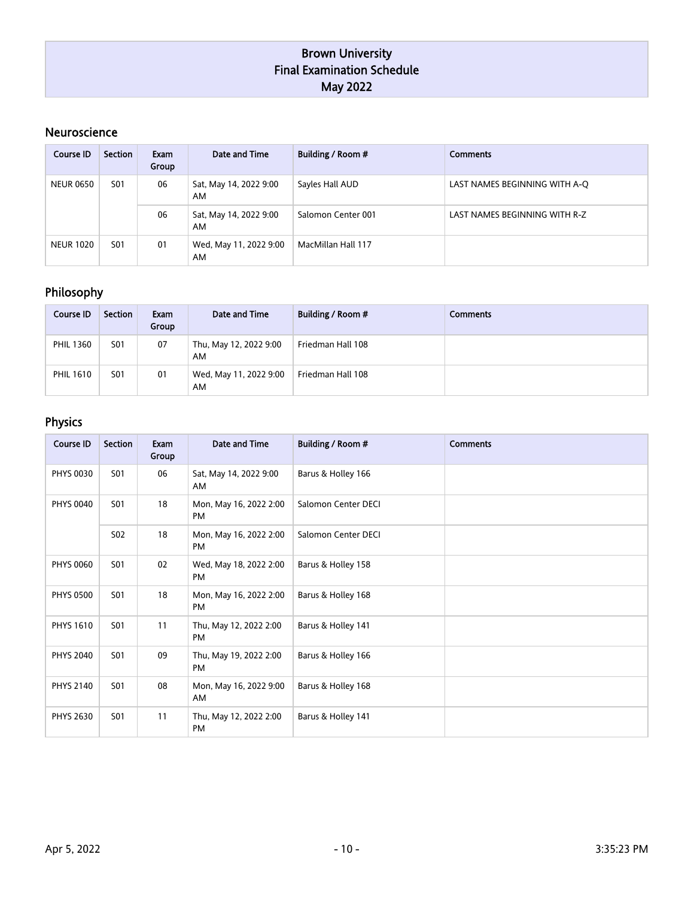# Brown University
# Final Examination Schedule
# May 2022

## Neuroscience

| Course ID | Section | Exam Group | Date and Time | Building / Room # | Comments |
|---|---|---|---|---|---|
| NEUR 0650 | S01 | 06 | Sat, May 14, 2022 9:00 AM | Sayles Hall AUD | LAST NAMES BEGINNING WITH A-Q |
| | | 06 | Sat, May 14, 2022 9:00 AM | Salomon Center 001 | LAST NAMES BEGINNING WITH R-Z |
| NEUR 1020 | S01 | 01 | Wed, May 11, 2022 9:00 AM | MacMillan Hall 117 | |

## Philosophy

| Course ID | Section | Exam Group | Date and Time | Building / Room # | Comments |
|---|---|---|---|---|---|
| PHIL 1360 | S01 | 07 | Thu, May 12, 2022 9:00 AM | Friedman Hall 108 | |
| PHIL 1610 | S01 | 01 | Wed, May 11, 2022 9:00 AM | Friedman Hall 108 | |

## Physics

| Course ID | Section | Exam Group | Date and Time | Building / Room # | Comments |
|---|---|---|---|---|---|
| PHYS 0030 | S01 | 06 | Sat, May 14, 2022 9:00 AM | Barus & Holley 166 | |
| PHYS 0040 | S01 | 18 | Mon, May 16, 2022 2:00 PM | Salomon Center DECI | |
| | S02 | 18 | Mon, May 16, 2022 2:00 PM | Salomon Center DECI | |
| PHYS 0060 | S01 | 02 | Wed, May 18, 2022 2:00 PM | Barus & Holley 158 | |
| PHYS 0500 | S01 | 18 | Mon, May 16, 2022 2:00 PM | Barus & Holley 168 | |
| PHYS 1610 | S01 | 11 | Thu, May 12, 2022 2:00 PM | Barus & Holley 141 | |
| PHYS 2040 | S01 | 09 | Thu, May 19, 2022 2:00 PM | Barus & Holley 166 | |
| PHYS 2140 | S01 | 08 | Mon, May 16, 2022 9:00 AM | Barus & Holley 168 | |
| PHYS 2630 | S01 | 11 | Thu, May 12, 2022 2:00 PM | Barus & Holley 141 | |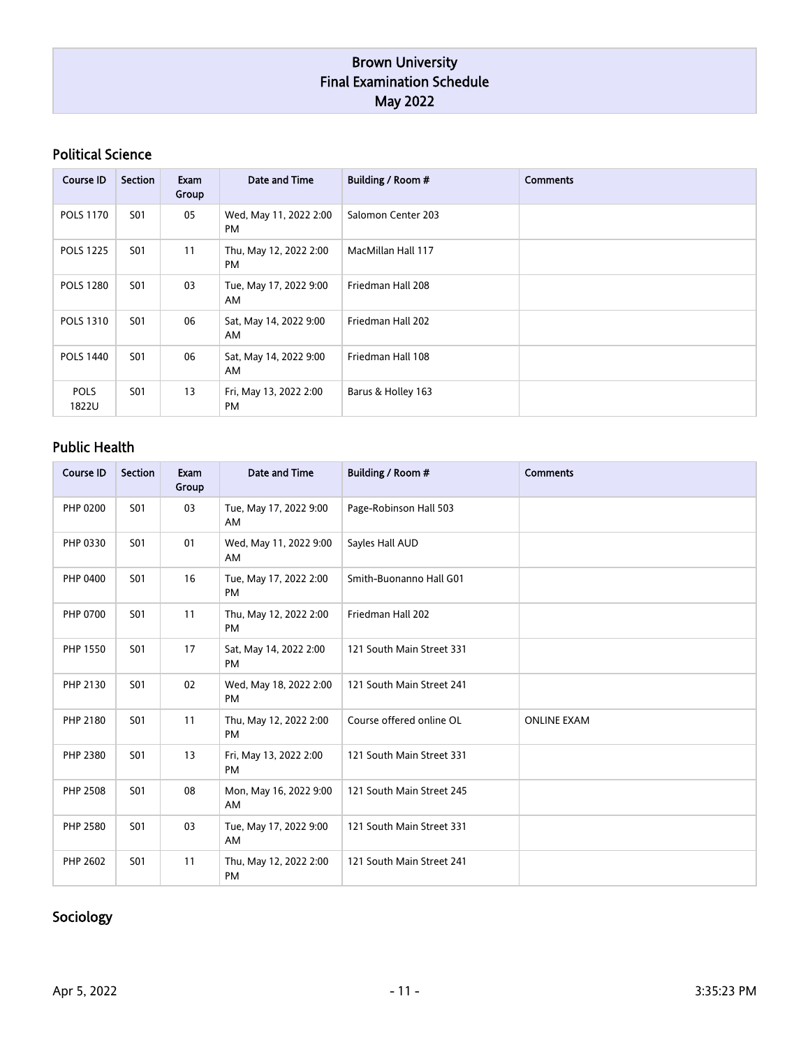# Brown University Final Examination Schedule May 2022

## Political Science

| Course ID | Section | Exam Group | Date and Time | Building / Room # | Comments |
|---|---|---|---|---|---|
| POLS 1170 | S01 | 05 | Wed, May 11, 2022 2:00 PM | Salomon Center 203 | |
| POLS 1225 | S01 | 11 | Thu, May 12, 2022 2:00 PM | MacMillan Hall 117 | |
| POLS 1280 | S01 | 03 | Tue, May 17, 2022 9:00 AM | Friedman Hall 208 | |
| POLS 1310 | S01 | 06 | Sat, May 14, 2022 9:00 AM | Friedman Hall 202 | |
| POLS 1440 | S01 | 06 | Sat, May 14, 2022 9:00 AM | Friedman Hall 108 | |
| POLS 1822U | S01 | 13 | Fri, May 13, 2022 2:00 PM | Barus & Holley 163 | |

## Public Health

| Course ID | Section | Exam Group | Date and Time | Building / Room # | Comments |
|---|---|---|---|---|---|
| PHP 0200 | S01 | 03 | Tue, May 17, 2022 9:00 AM | Page-Robinson Hall 503 | |
| PHP 0330 | S01 | 01 | Wed, May 11, 2022 9:00 AM | Sayles Hall AUD | |
| PHP 0400 | S01 | 16 | Tue, May 17, 2022 2:00 PM | Smith-Buonanno Hall G01 | |
| PHP 0700 | S01 | 11 | Thu, May 12, 2022 2:00 PM | Friedman Hall 202 | |
| PHP 1550 | S01 | 17 | Sat, May 14, 2022 2:00 PM | 121 South Main Street 331 | |
| PHP 2130 | S01 | 02 | Wed, May 18, 2022 2:00 PM | 121 South Main Street 241 | |
| PHP 2180 | S01 | 11 | Thu, May 12, 2022 2:00 PM | Course offered online OL | ONLINE EXAM |
| PHP 2380 | S01 | 13 | Fri, May 13, 2022 2:00 PM | 121 South Main Street 331 | |
| PHP 2508 | S01 | 08 | Mon, May 16, 2022 9:00 AM | 121 South Main Street 245 | |
| PHP 2580 | S01 | 03 | Tue, May 17, 2022 9:00 AM | 121 South Main Street 331 | |
| PHP 2602 | S01 | 11 | Thu, May 12, 2022 2:00 PM | 121 South Main Street 241 | |

## Sociology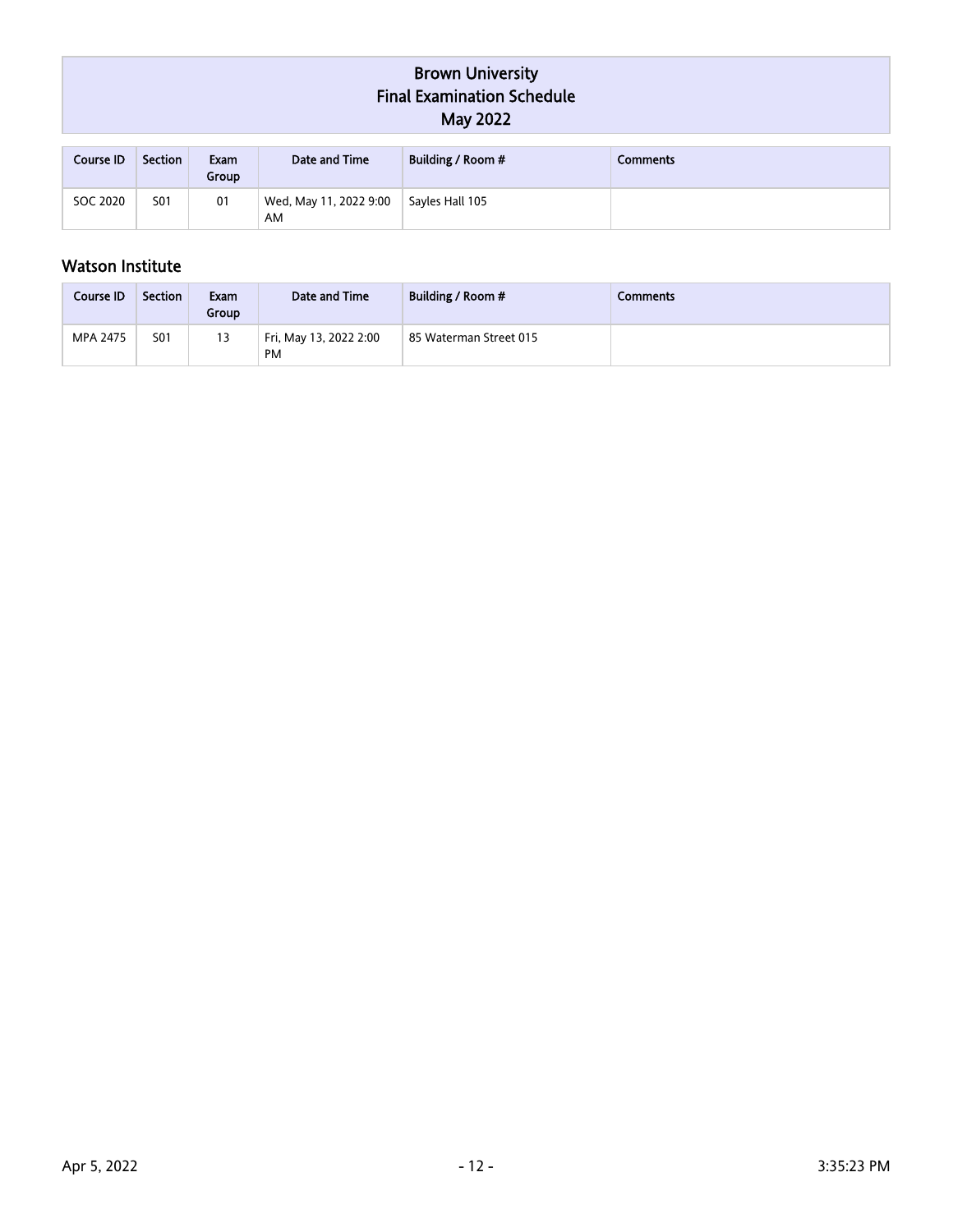# Brown University
# Final Examination Schedule
# May 2022

| Course ID | Section | Exam Group | Date and Time | Building / Room # | Comments |
|---|---|---|---|---|---|
| SOC 2020 | S01 | 01 | Wed, May 11, 2022 9:00 AM | Sayles Hall 105 | |

## Watson Institute

| Course ID | Section | Exam Group | Date and Time | Building / Room # | Comments |
|---|---|---|---|---|---|
| MPA 2475 | S01 | 13 | Fri, May 13, 2022 2:00 PM | 85 Waterman Street 015 | |